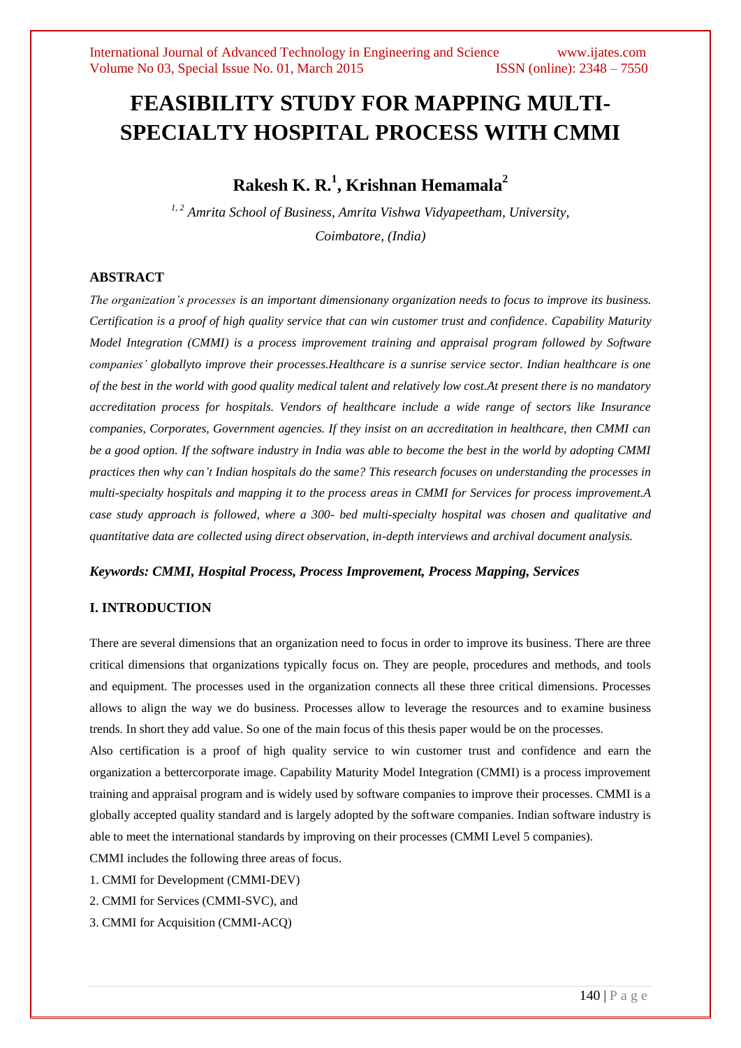# FEASIBILITY STUDY FOR MAPPING MULTI-SPECIALTY HOSPITAL PROCESS WITH CMMI

## Rakesh K. R.[1], Krishnan Hemamala[2]

*[1, 2] Amrita School of Business, Amrita Vishwa Vidyapeetham, University, Coimbatore, (India)*

### ABSTRACT

*The organization's processes is an important dimensionany organization needs to focus to improve its business. Certification is a proof of high quality service that can win customer trust and confidence. Capability Maturity Model Integration (CMMI) is a process improvement training and appraisal program followed by Software companies' globallyto improve their processes.Healthcare is a sunrise service sector. Indian healthcare is one of the best in the world with good quality medical talent and relatively low cost.At present there is no mandatory accreditation process for hospitals. Vendors of healthcare include a wide range of sectors like Insurance companies, Corporates, Government agencies. If they insist on an accreditation in healthcare, then CMMI can be a good option. If the software industry in India was able to become the best in the world by adopting CMMI practices then why can't Indian hospitals do the same? This research focuses on understanding the processes in multi-specialty hospitals and mapping it to the process areas in CMMI for Services for process improvement.A case study approach is followed, where a 300- bed multi-specialty hospital was chosen and qualitative and quantitative data are collected using direct observation, in-depth interviews and archival document analysis.*

***Keywords: CMMI, Hospital Process, Process Improvement, Process Mapping, Services***

### I. INTRODUCTION

There are several dimensions that an organization need to focus in order to improve its business. There are three critical dimensions that organizations typically focus on. They are people, procedures and methods, and tools and equipment. The processes used in the organization connects all these three critical dimensions. Processes allows to align the way we do business. Processes allow to leverage the resources and to examine business trends. In short they add value. So one of the main focus of this thesis paper would be on the processes.

Also certification is a proof of high quality service to win customer trust and confidence and earn the organization a bettercorporate image. Capability Maturity Model Integration (CMMI) is a process improvement training and appraisal program and is widely used by software companies to improve their processes. CMMI is a globally accepted quality standard and is largely adopted by the software companies. Indian software industry is able to meet the international standards by improving on their processes (CMMI Level 5 companies).

CMMI includes the following three areas of focus.

1. CMMI for Development (CMMI-DEV)
2. CMMI for Services (CMMI-SVC), and
3. CMMI for Acquisition (CMMI-ACQ)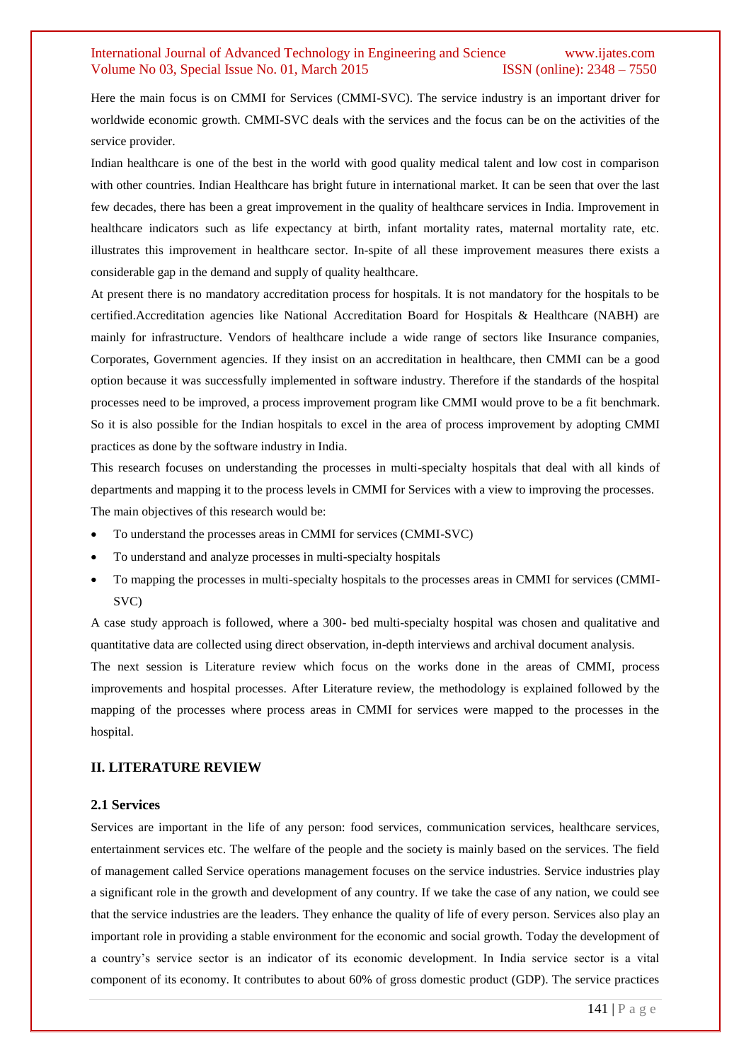Here the main focus is on CMMI for Services (CMMI-SVC). The service industry is an important driver for worldwide economic growth. CMMI-SVC deals with the services and the focus can be on the activities of the service provider.

Indian healthcare is one of the best in the world with good quality medical talent and low cost in comparison with other countries. Indian Healthcare has bright future in international market. It can be seen that over the last few decades, there has been a great improvement in the quality of healthcare services in India. Improvement in healthcare indicators such as life expectancy at birth, infant mortality rates, maternal mortality rate, etc. illustrates this improvement in healthcare sector. In-spite of all these improvement measures there exists a considerable gap in the demand and supply of quality healthcare.

At present there is no mandatory accreditation process for hospitals. It is not mandatory for the hospitals to be certified.Accreditation agencies like National Accreditation Board for Hospitals & Healthcare (NABH) are mainly for infrastructure. Vendors of healthcare include a wide range of sectors like Insurance companies, Corporates, Government agencies. If they insist on an accreditation in healthcare, then CMMI can be a good option because it was successfully implemented in software industry. Therefore if the standards of the hospital processes need to be improved, a process improvement program like CMMI would prove to be a fit benchmark. So it is also possible for the Indian hospitals to excel in the area of process improvement by adopting CMMI practices as done by the software industry in India.

This research focuses on understanding the processes in multi-specialty hospitals that deal with all kinds of departments and mapping it to the process levels in CMMI for Services with a view to improving the processes.

The main objectives of this research would be:

- To understand the processes areas in CMMI for services (CMMI-SVC)
- To understand and analyze processes in multi-specialty hospitals
- To mapping the processes in multi-specialty hospitals to the processes areas in CMMI for services (CMMI-SVC)

A case study approach is followed, where a 300- bed multi-specialty hospital was chosen and qualitative and quantitative data are collected using direct observation, in-depth interviews and archival document analysis.

The next session is Literature review which focus on the works done in the areas of CMMI, process improvements and hospital processes. After Literature review, the methodology is explained followed by the mapping of the processes where process areas in CMMI for services were mapped to the processes in the hospital.

## II. LITERATURE REVIEW

### 2.1 Services

Services are important in the life of any person: food services, communication services, healthcare services, entertainment services etc. The welfare of the people and the society is mainly based on the services. The field of management called Service operations management focuses on the service industries. Service industries play a significant role in the growth and development of any country. If we take the case of any nation, we could see that the service industries are the leaders. They enhance the quality of life of every person. Services also play an important role in providing a stable environment for the economic and social growth. Today the development of a country's service sector is an indicator of its economic development. In India service sector is a vital component of its economy. It contributes to about 60% of gross domestic product (GDP). The service practices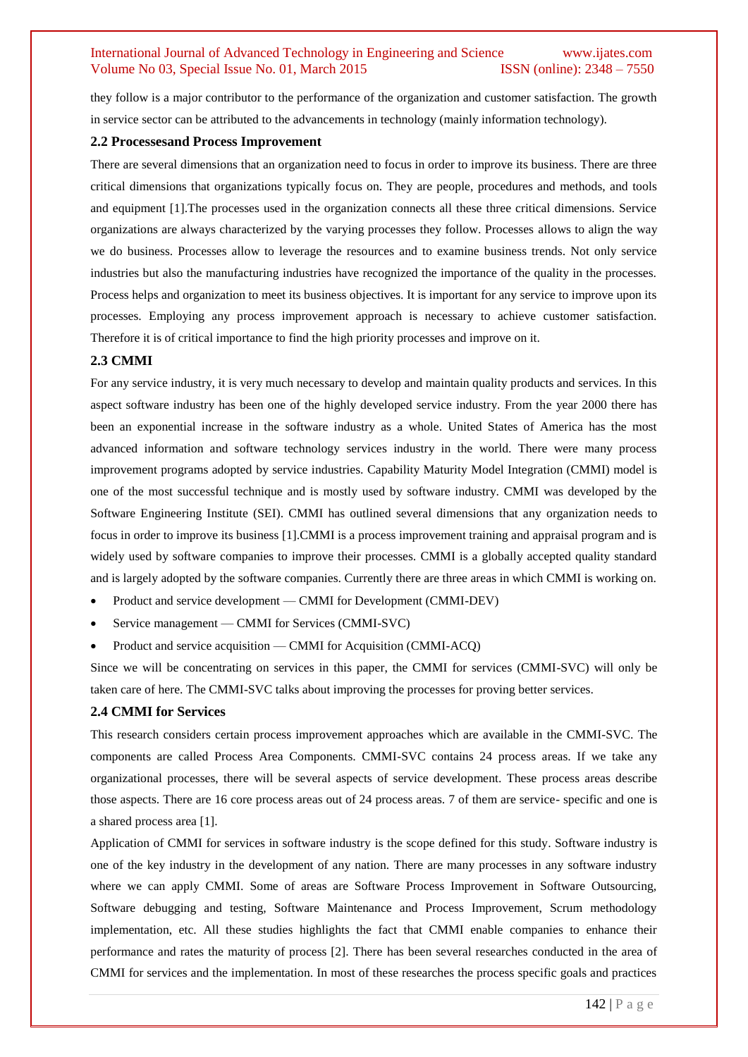they follow is a major contributor to the performance of the organization and customer satisfaction. The growth in service sector can be attributed to the advancements in technology (mainly information technology).

### 2.2 Processesand Process Improvement

There are several dimensions that an organization need to focus in order to improve its business. There are three critical dimensions that organizations typically focus on. They are people, procedures and methods, and tools and equipment [1].The processes used in the organization connects all these three critical dimensions. Service organizations are always characterized by the varying processes they follow. Processes allows to align the way we do business. Processes allow to leverage the resources and to examine business trends. Not only service industries but also the manufacturing industries have recognized the importance of the quality in the processes. Process helps and organization to meet its business objectives. It is important for any service to improve upon its processes. Employing any process improvement approach is necessary to achieve customer satisfaction. Therefore it is of critical importance to find the high priority processes and improve on it.

### 2.3 CMMI

For any service industry, it is very much necessary to develop and maintain quality products and services. In this aspect software industry has been one of the highly developed service industry. From the year 2000 there has been an exponential increase in the software industry as a whole. United States of America has the most advanced information and software technology services industry in the world. There were many process improvement programs adopted by service industries. Capability Maturity Model Integration (CMMI) model is one of the most successful technique and is mostly used by software industry. CMMI was developed by the Software Engineering Institute (SEI). CMMI has outlined several dimensions that any organization needs to focus in order to improve its business [1].CMMI is a process improvement training and appraisal program and is widely used by software companies to improve their processes. CMMI is a globally accepted quality standard and is largely adopted by the software companies. Currently there are three areas in which CMMI is working on.

- Product and service development — CMMI for Development (CMMI-DEV)
- Service management — CMMI for Services (CMMI-SVC)
- Product and service acquisition — CMMI for Acquisition (CMMI-ACQ)

Since we will be concentrating on services in this paper, the CMMI for services (CMMI-SVC) will only be taken care of here. The CMMI-SVC talks about improving the processes for proving better services.

### 2.4 CMMI for Services

This research considers certain process improvement approaches which are available in the CMMI-SVC. The components are called Process Area Components. CMMI-SVC contains 24 process areas. If we take any organizational processes, there will be several aspects of service development. These process areas describe those aspects. There are 16 core process areas out of 24 process areas. 7 of them are service- specific and one is a shared process area [1].

Application of CMMI for services in software industry is the scope defined for this study. Software industry is one of the key industry in the development of any nation. There are many processes in any software industry where we can apply CMMI. Some of areas are Software Process Improvement in Software Outsourcing, Software debugging and testing, Software Maintenance and Process Improvement, Scrum methodology implementation, etc. All these studies highlights the fact that CMMI enable companies to enhance their performance and rates the maturity of process [2]. There has been several researches conducted in the area of CMMI for services and the implementation. In most of these researches the process specific goals and practices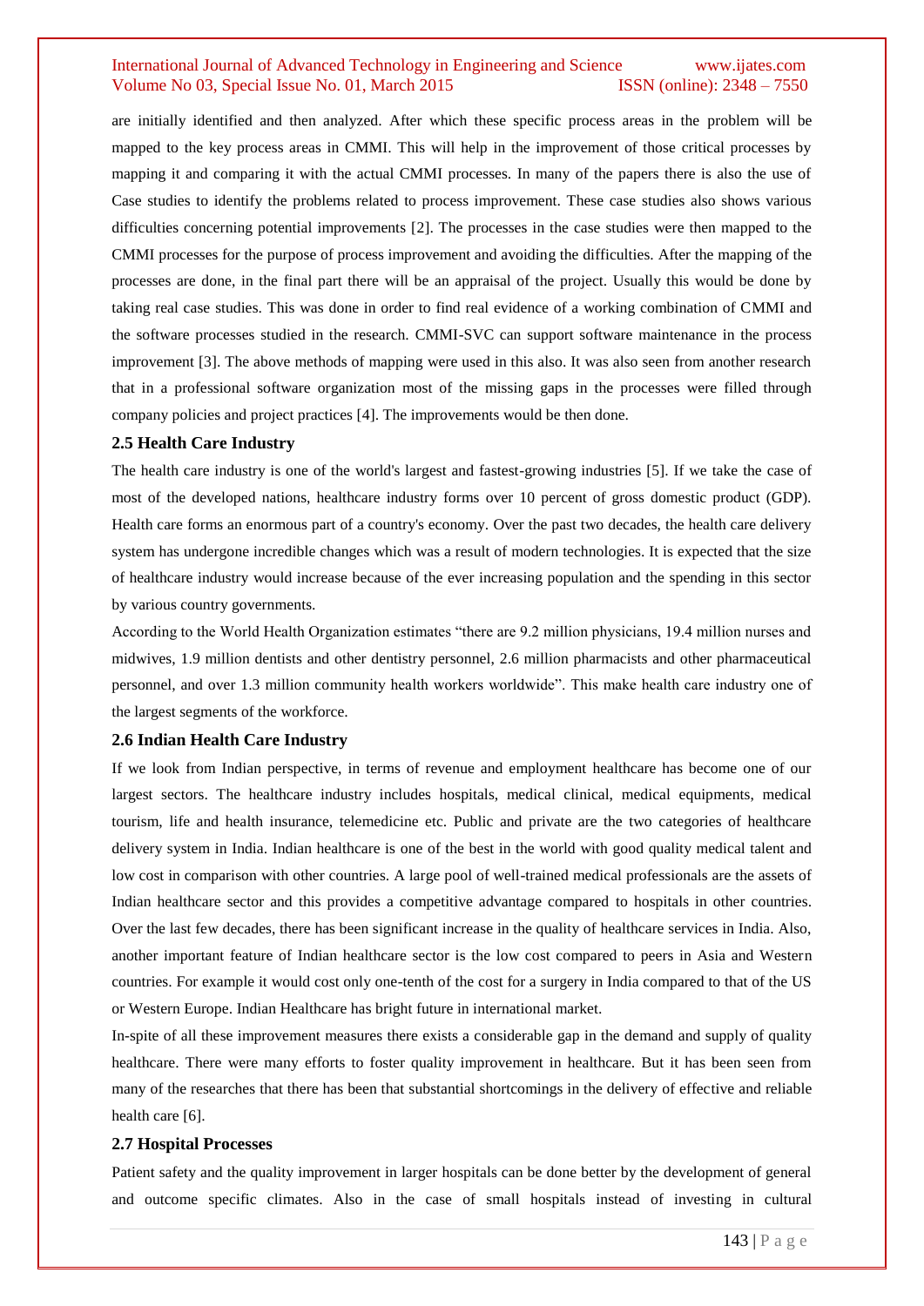are initially identified and then analyzed. After which these specific process areas in the problem will be mapped to the key process areas in CMMI. This will help in the improvement of those critical processes by mapping it and comparing it with the actual CMMI processes. In many of the papers there is also the use of Case studies to identify the problems related to process improvement. These case studies also shows various difficulties concerning potential improvements [2]. The processes in the case studies were then mapped to the CMMI processes for the purpose of process improvement and avoiding the difficulties. After the mapping of the processes are done, in the final part there will be an appraisal of the project. Usually this would be done by taking real case studies. This was done in order to find real evidence of a working combination of CMMI and the software processes studied in the research. CMMI-SVC can support software maintenance in the process improvement [3]. The above methods of mapping were used in this also. It was also seen from another research that in a professional software organization most of the missing gaps in the processes were filled through company policies and project practices [4]. The improvements would be then done.

### 2.5 Health Care Industry

The health care industry is one of the world's largest and fastest-growing industries [5]. If we take the case of most of the developed nations, healthcare industry forms over 10 percent of gross domestic product (GDP). Health care forms an enormous part of a country's economy. Over the past two decades, the health care delivery system has undergone incredible changes which was a result of modern technologies. It is expected that the size of healthcare industry would increase because of the ever increasing population and the spending in this sector by various country governments.

According to the World Health Organization estimates "there are 9.2 million physicians, 19.4 million nurses and midwives, 1.9 million dentists and other dentistry personnel, 2.6 million pharmacists and other pharmaceutical personnel, and over 1.3 million community health workers worldwide". This make health care industry one of the largest segments of the workforce.

### 2.6 Indian Health Care Industry

If we look from Indian perspective, in terms of revenue and employment healthcare has become one of our largest sectors. The healthcare industry includes hospitals, medical clinical, medical equipments, medical tourism, life and health insurance, telemedicine etc. Public and private are the two categories of healthcare delivery system in India. Indian healthcare is one of the best in the world with good quality medical talent and low cost in comparison with other countries. A large pool of well-trained medical professionals are the assets of Indian healthcare sector and this provides a competitive advantage compared to hospitals in other countries. Over the last few decades, there has been significant increase in the quality of healthcare services in India. Also, another important feature of Indian healthcare sector is the low cost compared to peers in Asia and Western countries. For example it would cost only one-tenth of the cost for a surgery in India compared to that of the US or Western Europe. Indian Healthcare has bright future in international market.

In-spite of all these improvement measures there exists a considerable gap in the demand and supply of quality healthcare. There were many efforts to foster quality improvement in healthcare. But it has been seen from many of the researches that there has been that substantial shortcomings in the delivery of effective and reliable health care [6].

### 2.7 Hospital Processes

Patient safety and the quality improvement in larger hospitals can be done better by the development of general and outcome specific climates. Also in the case of small hospitals instead of investing in cultural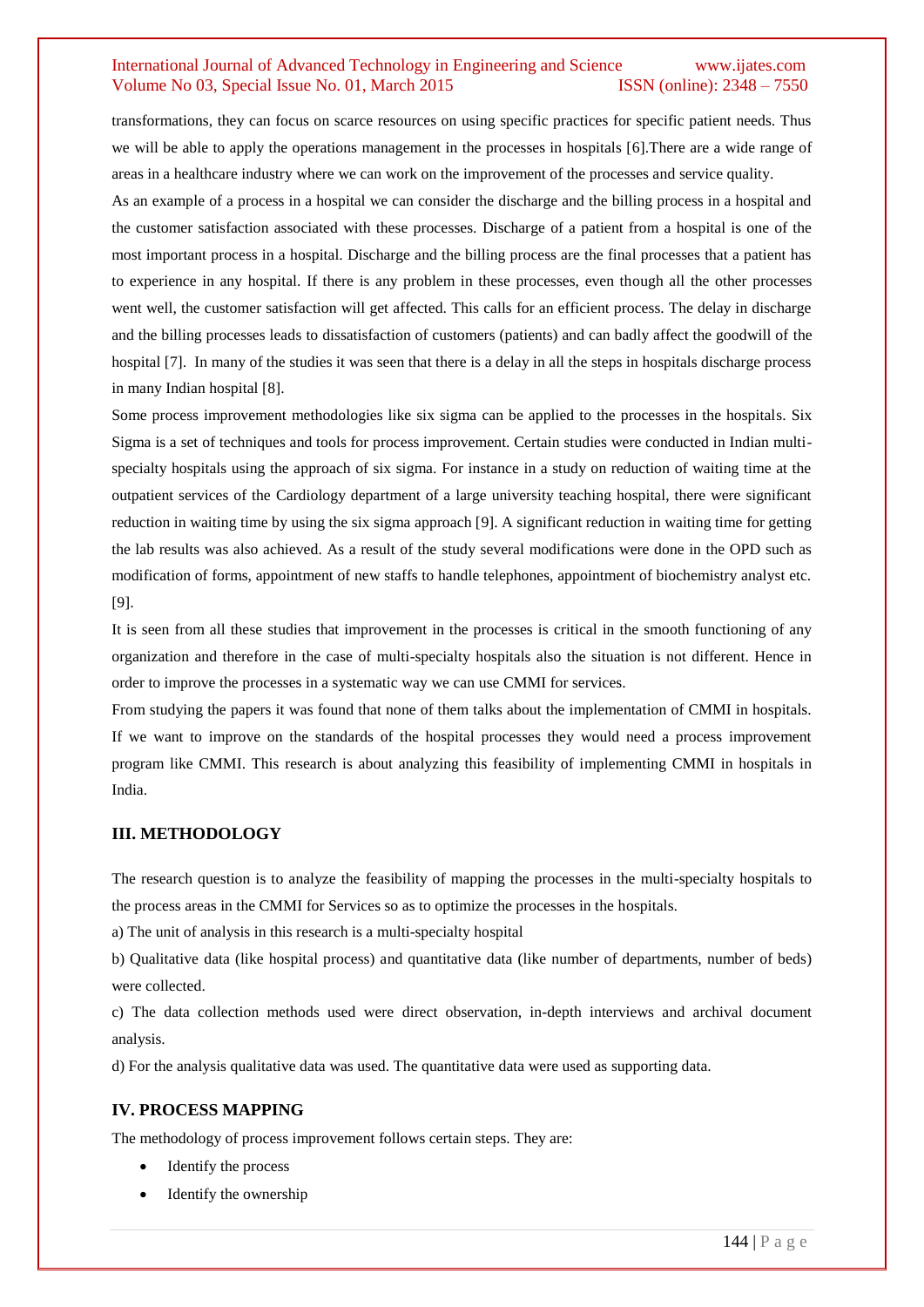transformations, they can focus on scarce resources on using specific practices for specific patient needs. Thus we will be able to apply the operations management in the processes in hospitals [6].There are a wide range of areas in a healthcare industry where we can work on the improvement of the processes and service quality.

As an example of a process in a hospital we can consider the discharge and the billing process in a hospital and the customer satisfaction associated with these processes. Discharge of a patient from a hospital is one of the most important process in a hospital. Discharge and the billing process are the final processes that a patient has to experience in any hospital. If there is any problem in these processes, even though all the other processes went well, the customer satisfaction will get affected. This calls for an efficient process. The delay in discharge and the billing processes leads to dissatisfaction of customers (patients) and can badly affect the goodwill of the hospital [7]. In many of the studies it was seen that there is a delay in all the steps in hospitals discharge process in many Indian hospital [8].

Some process improvement methodologies like six sigma can be applied to the processes in the hospitals. Six Sigma is a set of techniques and tools for process improvement. Certain studies were conducted in Indian multi-specialty hospitals using the approach of six sigma. For instance in a study on reduction of waiting time at the outpatient services of the Cardiology department of a large university teaching hospital, there were significant reduction in waiting time by using the six sigma approach [9]. A significant reduction in waiting time for getting the lab results was also achieved. As a result of the study several modifications were done in the OPD such as modification of forms, appointment of new staffs to handle telephones, appointment of biochemistry analyst etc. [9].

It is seen from all these studies that improvement in the processes is critical in the smooth functioning of any organization and therefore in the case of multi-specialty hospitals also the situation is not different. Hence in order to improve the processes in a systematic way we can use CMMI for services.

From studying the papers it was found that none of them talks about the implementation of CMMI in hospitals. If we want to improve on the standards of the hospital processes they would need a process improvement program like CMMI. This research is about analyzing this feasibility of implementing CMMI in hospitals in India.

## III. METHODOLOGY

The research question is to analyze the feasibility of mapping the processes in the multi-specialty hospitals to the process areas in the CMMI for Services so as to optimize the processes in the hospitals.

a) The unit of analysis in this research is a multi-specialty hospital

b) Qualitative data (like hospital process) and quantitative data (like number of departments, number of beds) were collected.

c) The data collection methods used were direct observation, in-depth interviews and archival document analysis.

d) For the analysis qualitative data was used. The quantitative data were used as supporting data.

## IV. PROCESS MAPPING

The methodology of process improvement follows certain steps. They are:

- Identify the process
- Identify the ownership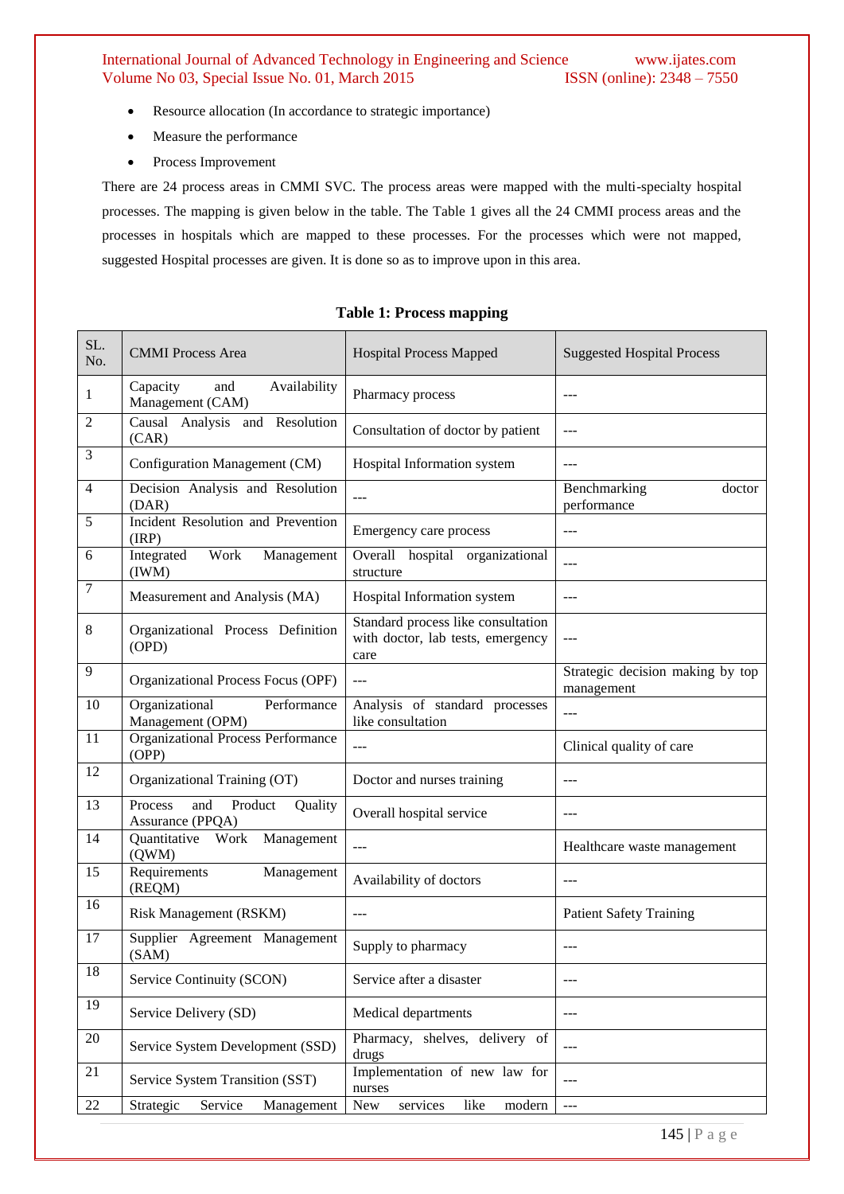- Resource allocation (In accordance to strategic importance)
- Measure the performance
- Process Improvement

There are 24 process areas in CMMI SVC. The process areas were mapped with the multi-specialty hospital processes. The mapping is given below in the table. The Table 1 gives all the 24 CMMI process areas and the processes in hospitals which are mapped to these processes. For the processes which were not mapped, suggested Hospital processes are given. It is done so as to improve upon in this area.

**Table 1: Process mapping**

| SL. No. | CMMI Process Area | Hospital Process Mapped | Suggested Hospital Process |
|---|---|---|---|
| 1 | Capacity and Availability Management (CAM) | Pharmacy process | --- |
| 2 | Causal Analysis and Resolution (CAR) | Consultation of doctor by patient | --- |
| 3 | Configuration Management (CM) | Hospital Information system | --- |
| 4 | Decision Analysis and Resolution (DAR) | --- | Benchmarking doctor performance |
| 5 | Incident Resolution and Prevention (IRP) | Emergency care process | --- |
| 6 | Integrated Work Management (IWM) | Overall hospital organizational structure | --- |
| 7 | Measurement and Analysis (MA) | Hospital Information system | --- |
| 8 | Organizational Process Definition (OPD) | Standard process like consultation with doctor, lab tests, emergency care | --- |
| 9 | Organizational Process Focus (OPF) | --- | Strategic decision making by top management |
| 10 | Organizational Performance Management (OPM) | Analysis of standard processes like consultation | --- |
| 11 | Organizational Process Performance (OPP) | --- | Clinical quality of care |
| 12 | Organizational Training (OT) | Doctor and nurses training | --- |
| 13 | Process and Product Quality Assurance (PPQA) | Overall hospital service | --- |
| 14 | Quantitative Work Management (QWM) | --- | Healthcare waste management |
| 15 | Requirements Management (REQM) | Availability of doctors | --- |
| 16 | Risk Management (RSKM) | --- | Patient Safety Training |
| 17 | Supplier Agreement Management (SAM) | Supply to pharmacy | --- |
| 18 | Service Continuity (SCON) | Service after a disaster | --- |
| 19 | Service Delivery (SD) | Medical departments | --- |
| 20 | Service System Development (SSD) | Pharmacy, shelves, delivery of drugs | --- |
| 21 | Service System Transition (SST) | Implementation of new law for nurses | --- |
| 22 | Strategic Service Management | New services like modern | --- |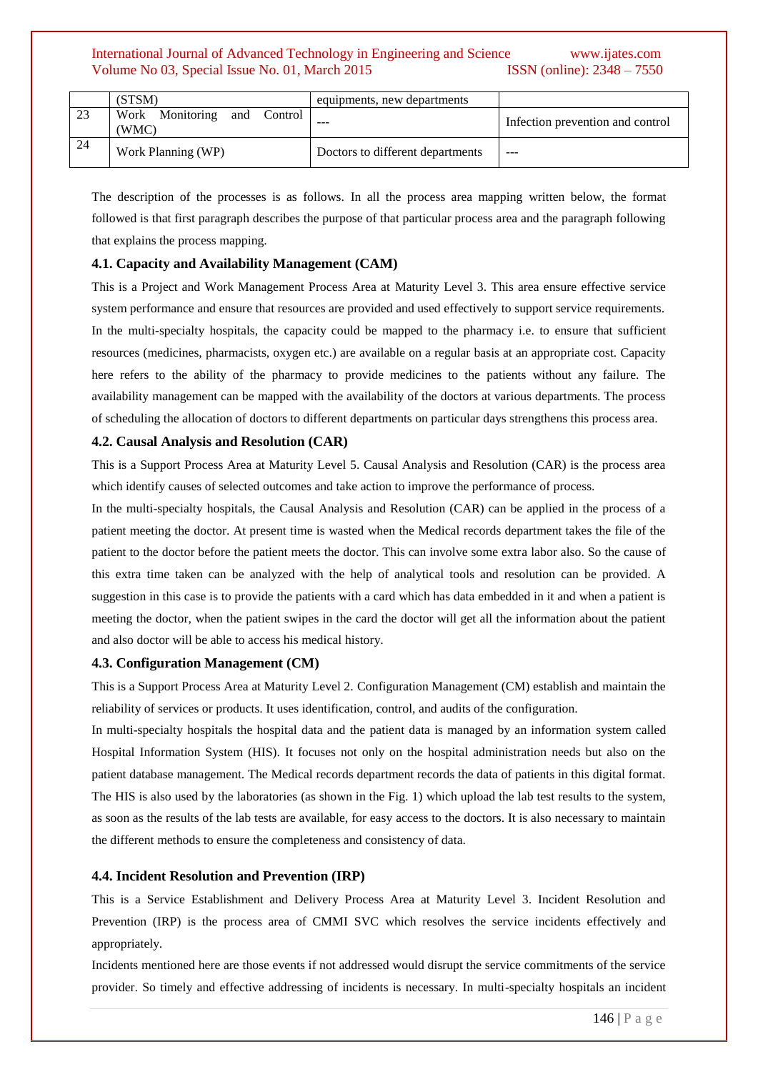| | (STSM) | equipments, new departments | |
|---|---|---|---|
| 23 | Work Monitoring and Control (WMC) | --- | Infection prevention and control |
| 24 | Work Planning (WP) | Doctors to different departments | --- |

The description of the processes is as follows. In all the process area mapping written below, the format followed is that first paragraph describes the purpose of that particular process area and the paragraph following that explains the process mapping.

### 4.1. Capacity and Availability Management (CAM)

This is a Project and Work Management Process Area at Maturity Level 3. This area ensure effective service system performance and ensure that resources are provided and used effectively to support service requirements. In the multi-specialty hospitals, the capacity could be mapped to the pharmacy i.e. to ensure that sufficient resources (medicines, pharmacists, oxygen etc.) are available on a regular basis at an appropriate cost. Capacity here refers to the ability of the pharmacy to provide medicines to the patients without any failure. The availability management can be mapped with the availability of the doctors at various departments. The process of scheduling the allocation of doctors to different departments on particular days strengthens this process area.

### 4.2. Causal Analysis and Resolution (CAR)

This is a Support Process Area at Maturity Level 5. Causal Analysis and Resolution (CAR) is the process area which identify causes of selected outcomes and take action to improve the performance of process.

In the multi-specialty hospitals, the Causal Analysis and Resolution (CAR) can be applied in the process of a patient meeting the doctor. At present time is wasted when the Medical records department takes the file of the patient to the doctor before the patient meets the doctor. This can involve some extra labor also. So the cause of this extra time taken can be analyzed with the help of analytical tools and resolution can be provided. A suggestion in this case is to provide the patients with a card which has data embedded in it and when a patient is meeting the doctor, when the patient swipes in the card the doctor will get all the information about the patient and also doctor will be able to access his medical history.

### 4.3. Configuration Management (CM)

This is a Support Process Area at Maturity Level 2. Configuration Management (CM) establish and maintain the reliability of services or products. It uses identification, control, and audits of the configuration.

In multi-specialty hospitals the hospital data and the patient data is managed by an information system called Hospital Information System (HIS). It focuses not only on the hospital administration needs but also on the patient database management. The Medical records department records the data of patients in this digital format. The HIS is also used by the laboratories (as shown in the Fig. 1) which upload the lab test results to the system, as soon as the results of the lab tests are available, for easy access to the doctors. It is also necessary to maintain the different methods to ensure the completeness and consistency of data.

### 4.4. Incident Resolution and Prevention (IRP)

This is a Service Establishment and Delivery Process Area at Maturity Level 3. Incident Resolution and Prevention (IRP) is the process area of CMMI SVC which resolves the service incidents effectively and appropriately.

Incidents mentioned here are those events if not addressed would disrupt the service commitments of the service provider. So timely and effective addressing of incidents is necessary. In multi-specialty hospitals an incident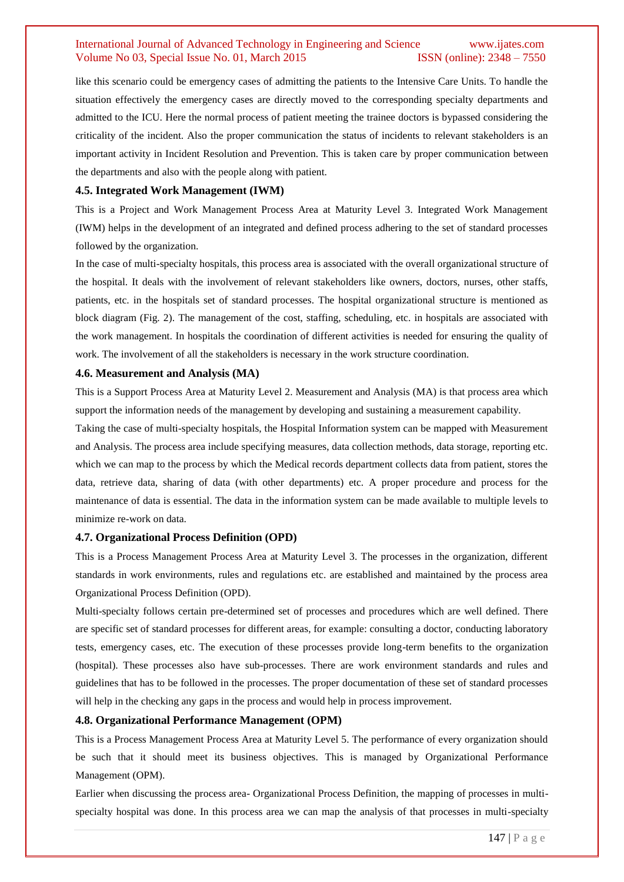like this scenario could be emergency cases of admitting the patients to the Intensive Care Units. To handle the situation effectively the emergency cases are directly moved to the corresponding specialty departments and admitted to the ICU. Here the normal process of patient meeting the trainee doctors is bypassed considering the criticality of the incident. Also the proper communication the status of incidents to relevant stakeholders is an important activity in Incident Resolution and Prevention. This is taken care by proper communication between the departments and also with the people along with patient.

### 4.5. Integrated Work Management (IWM)

This is a Project and Work Management Process Area at Maturity Level 3. Integrated Work Management (IWM) helps in the development of an integrated and defined process adhering to the set of standard processes followed by the organization.

In the case of multi-specialty hospitals, this process area is associated with the overall organizational structure of the hospital. It deals with the involvement of relevant stakeholders like owners, doctors, nurses, other staffs, patients, etc. in the hospitals set of standard processes. The hospital organizational structure is mentioned as block diagram (Fig. 2). The management of the cost, staffing, scheduling, etc. in hospitals are associated with the work management. In hospitals the coordination of different activities is needed for ensuring the quality of work. The involvement of all the stakeholders is necessary in the work structure coordination.

### 4.6. Measurement and Analysis (MA)

This is a Support Process Area at Maturity Level 2. Measurement and Analysis (MA) is that process area which support the information needs of the management by developing and sustaining a measurement capability.

Taking the case of multi-specialty hospitals, the Hospital Information system can be mapped with Measurement and Analysis. The process area include specifying measures, data collection methods, data storage, reporting etc. which we can map to the process by which the Medical records department collects data from patient, stores the data, retrieve data, sharing of data (with other departments) etc. A proper procedure and process for the maintenance of data is essential. The data in the information system can be made available to multiple levels to minimize re-work on data.

### 4.7. Organizational Process Definition (OPD)

This is a Process Management Process Area at Maturity Level 3. The processes in the organization, different standards in work environments, rules and regulations etc. are established and maintained by the process area Organizational Process Definition (OPD).

Multi-specialty follows certain pre-determined set of processes and procedures which are well defined. There are specific set of standard processes for different areas, for example: consulting a doctor, conducting laboratory tests, emergency cases, etc. The execution of these processes provide long-term benefits to the organization (hospital). These processes also have sub-processes. There are work environment standards and rules and guidelines that has to be followed in the processes. The proper documentation of these set of standard processes will help in the checking any gaps in the process and would help in process improvement.

### 4.8. Organizational Performance Management (OPM)

This is a Process Management Process Area at Maturity Level 5. The performance of every organization should be such that it should meet its business objectives. This is managed by Organizational Performance Management (OPM).

Earlier when discussing the process area- Organizational Process Definition, the mapping of processes in multi-specialty hospital was done. In this process area we can map the analysis of that processes in multi-specialty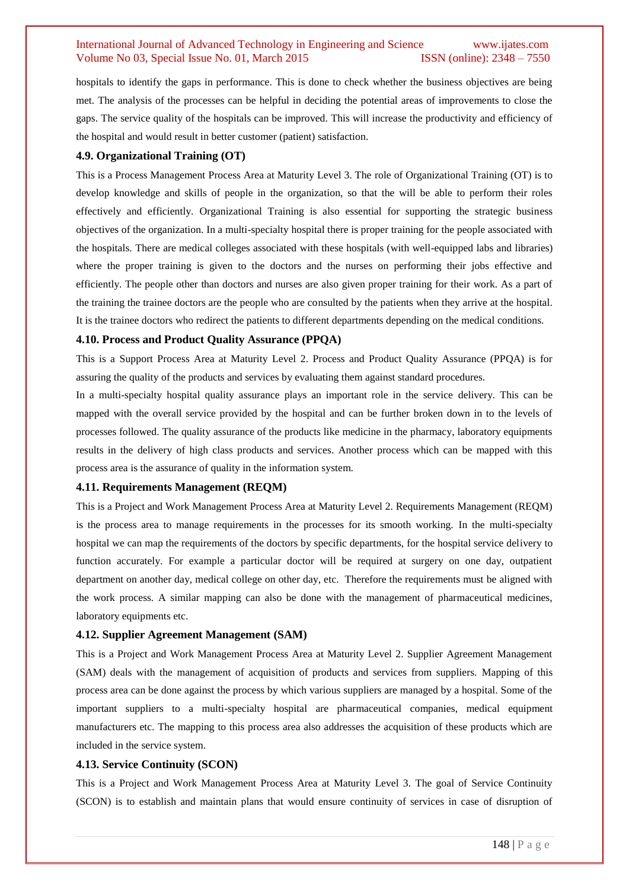hospitals to identify the gaps in performance. This is done to check whether the business objectives are being met. The analysis of the processes can be helpful in deciding the potential areas of improvements to close the gaps. The service quality of the hospitals can be improved. This will increase the productivity and efficiency of the hospital and would result in better customer (patient) satisfaction.

### 4.9. Organizational Training (OT)

This is a Process Management Process Area at Maturity Level 3. The role of Organizational Training (OT) is to develop knowledge and skills of people in the organization, so that the will be able to perform their roles effectively and efficiently. Organizational Training is also essential for supporting the strategic business objectives of the organization. In a multi-specialty hospital there is proper training for the people associated with the hospitals. There are medical colleges associated with these hospitals (with well-equipped labs and libraries) where the proper training is given to the doctors and the nurses on performing their jobs effective and efficiently. The people other than doctors and nurses are also given proper training for their work. As a part of the training the trainee doctors are the people who are consulted by the patients when they arrive at the hospital. It is the trainee doctors who redirect the patients to different departments depending on the medical conditions.

### 4.10. Process and Product Quality Assurance (PPQA)

This is a Support Process Area at Maturity Level 2. Process and Product Quality Assurance (PPQA) is for assuring the quality of the products and services by evaluating them against standard procedures.

In a multi-specialty hospital quality assurance plays an important role in the service delivery. This can be mapped with the overall service provided by the hospital and can be further broken down in to the levels of processes followed. The quality assurance of the products like medicine in the pharmacy, laboratory equipments results in the delivery of high class products and services. Another process which can be mapped with this process area is the assurance of quality in the information system.

### 4.11. Requirements Management (REQM)

This is a Project and Work Management Process Area at Maturity Level 2. Requirements Management (REQM) is the process area to manage requirements in the processes for its smooth working. In the multi-specialty hospital we can map the requirements of the doctors by specific departments, for the hospital service delivery to function accurately. For example a particular doctor will be required at surgery on one day, outpatient department on another day, medical college on other day, etc. Therefore the requirements must be aligned with the work process. A similar mapping can also be done with the management of pharmaceutical medicines, laboratory equipments etc.

### 4.12. Supplier Agreement Management (SAM)

This is a Project and Work Management Process Area at Maturity Level 2. Supplier Agreement Management (SAM) deals with the management of acquisition of products and services from suppliers. Mapping of this process area can be done against the process by which various suppliers are managed by a hospital. Some of the important suppliers to a multi-specialty hospital are pharmaceutical companies, medical equipment manufacturers etc. The mapping to this process area also addresses the acquisition of these products which are included in the service system.

### 4.13. Service Continuity (SCON)

This is a Project and Work Management Process Area at Maturity Level 3. The goal of Service Continuity (SCON) is to establish and maintain plans that would ensure continuity of services in case of disruption of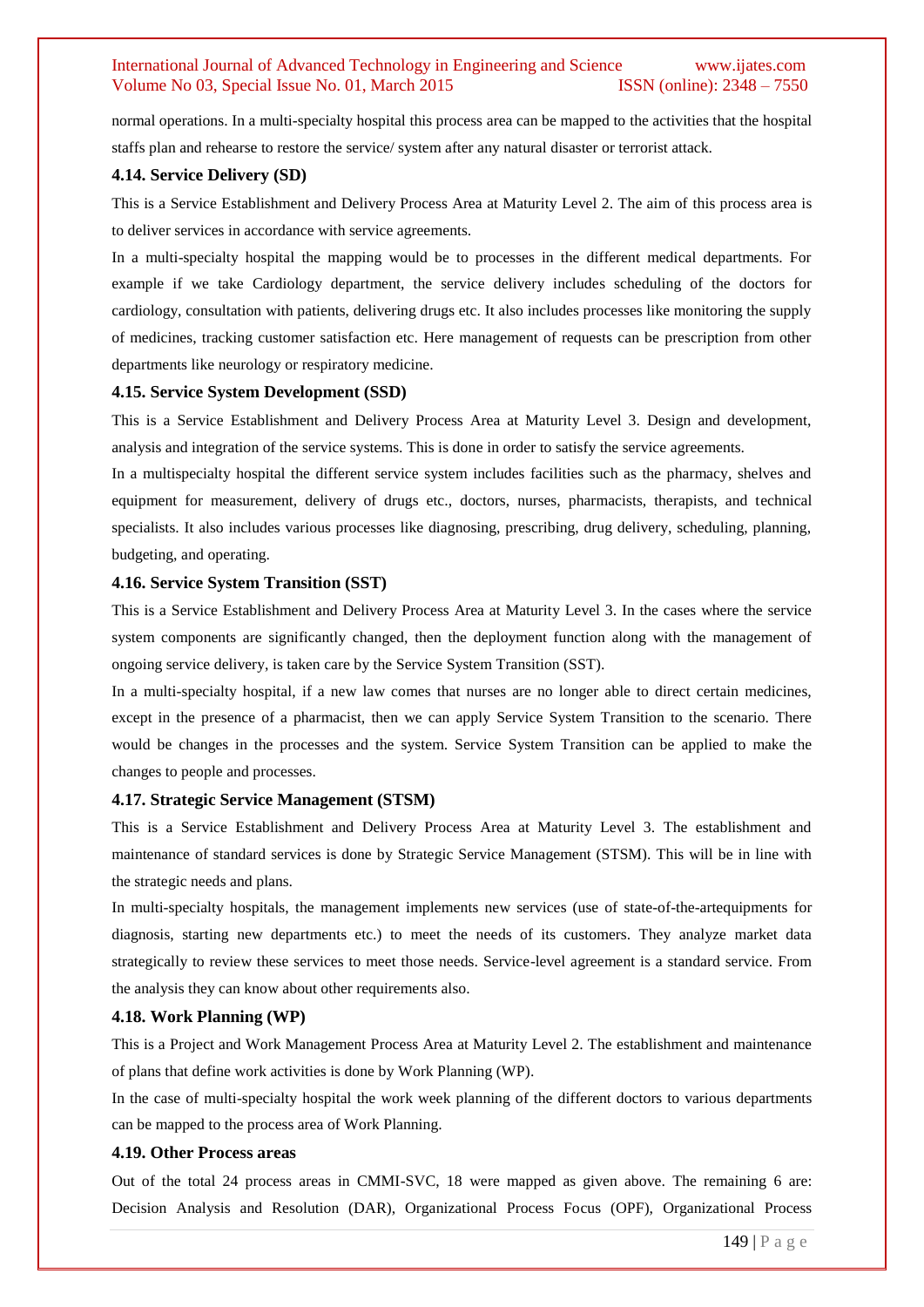normal operations. In a multi-specialty hospital this process area can be mapped to the activities that the hospital staffs plan and rehearse to restore the service/ system after any natural disaster or terrorist attack.

### 4.14. Service Delivery (SD)

This is a Service Establishment and Delivery Process Area at Maturity Level 2. The aim of this process area is to deliver services in accordance with service agreements.

In a multi-specialty hospital the mapping would be to processes in the different medical departments. For example if we take Cardiology department, the service delivery includes scheduling of the doctors for cardiology, consultation with patients, delivering drugs etc. It also includes processes like monitoring the supply of medicines, tracking customer satisfaction etc. Here management of requests can be prescription from other departments like neurology or respiratory medicine.

### 4.15. Service System Development (SSD)

This is a Service Establishment and Delivery Process Area at Maturity Level 3. Design and development, analysis and integration of the service systems. This is done in order to satisfy the service agreements.

In a multispecialty hospital the different service system includes facilities such as the pharmacy, shelves and equipment for measurement, delivery of drugs etc., doctors, nurses, pharmacists, therapists, and technical specialists. It also includes various processes like diagnosing, prescribing, drug delivery, scheduling, planning, budgeting, and operating.

### 4.16. Service System Transition (SST)

This is a Service Establishment and Delivery Process Area at Maturity Level 3. In the cases where the service system components are significantly changed, then the deployment function along with the management of ongoing service delivery, is taken care by the Service System Transition (SST).

In a multi-specialty hospital, if a new law comes that nurses are no longer able to direct certain medicines, except in the presence of a pharmacist, then we can apply Service System Transition to the scenario. There would be changes in the processes and the system. Service System Transition can be applied to make the changes to people and processes.

### 4.17. Strategic Service Management (STSM)

This is a Service Establishment and Delivery Process Area at Maturity Level 3. The establishment and maintenance of standard services is done by Strategic Service Management (STSM). This will be in line with the strategic needs and plans.

In multi-specialty hospitals, the management implements new services (use of state-of-the-artequipments for diagnosis, starting new departments etc.) to meet the needs of its customers. They analyze market data strategically to review these services to meet those needs. Service-level agreement is a standard service. From the analysis they can know about other requirements also.

### 4.18. Work Planning (WP)

This is a Project and Work Management Process Area at Maturity Level 2. The establishment and maintenance of plans that define work activities is done by Work Planning (WP).

In the case of multi-specialty hospital the work week planning of the different doctors to various departments can be mapped to the process area of Work Planning.

### 4.19. Other Process areas

Out of the total 24 process areas in CMMI-SVC, 18 were mapped as given above. The remaining 6 are: Decision Analysis and Resolution (DAR), Organizational Process Focus (OPF), Organizational Process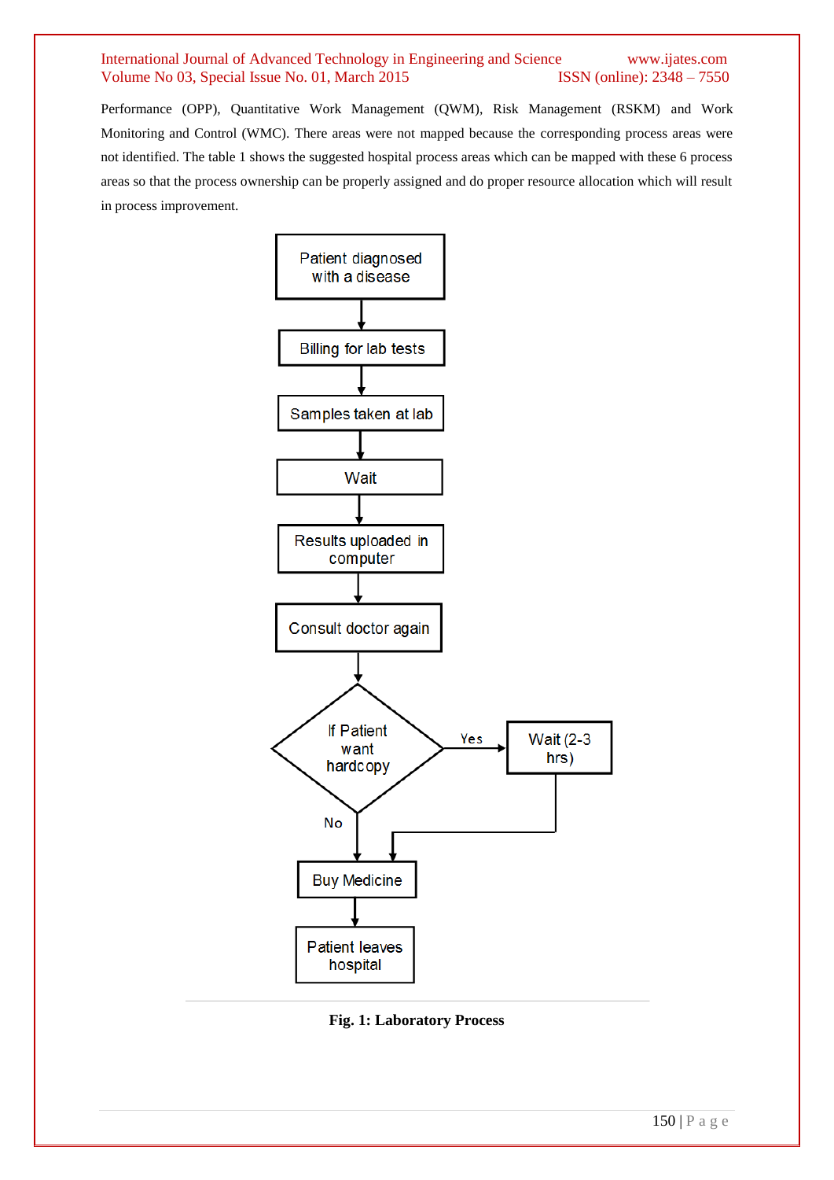Performance (OPP), Quantitative Work Management (QWM), Risk Management (RSKM) and Work Monitoring and Control (WMC). There areas were not mapped because the corresponding process areas were not identified. The table 1 shows the suggested hospital process areas which can be mapped with these 6 process areas so that the process ownership can be properly assigned and do proper resource allocation which will result in process improvement.

Patient diagnosed with a disease

Billing for lab tests

Samples taken at lab

Wait

Results uploaded in computer

Consult doctor again

If Patient want hardcopy

Yes

Wait (2-3 hrs)

No

Buy Medicine

Patient leaves hospital

**Fig. 1: Laboratory Process**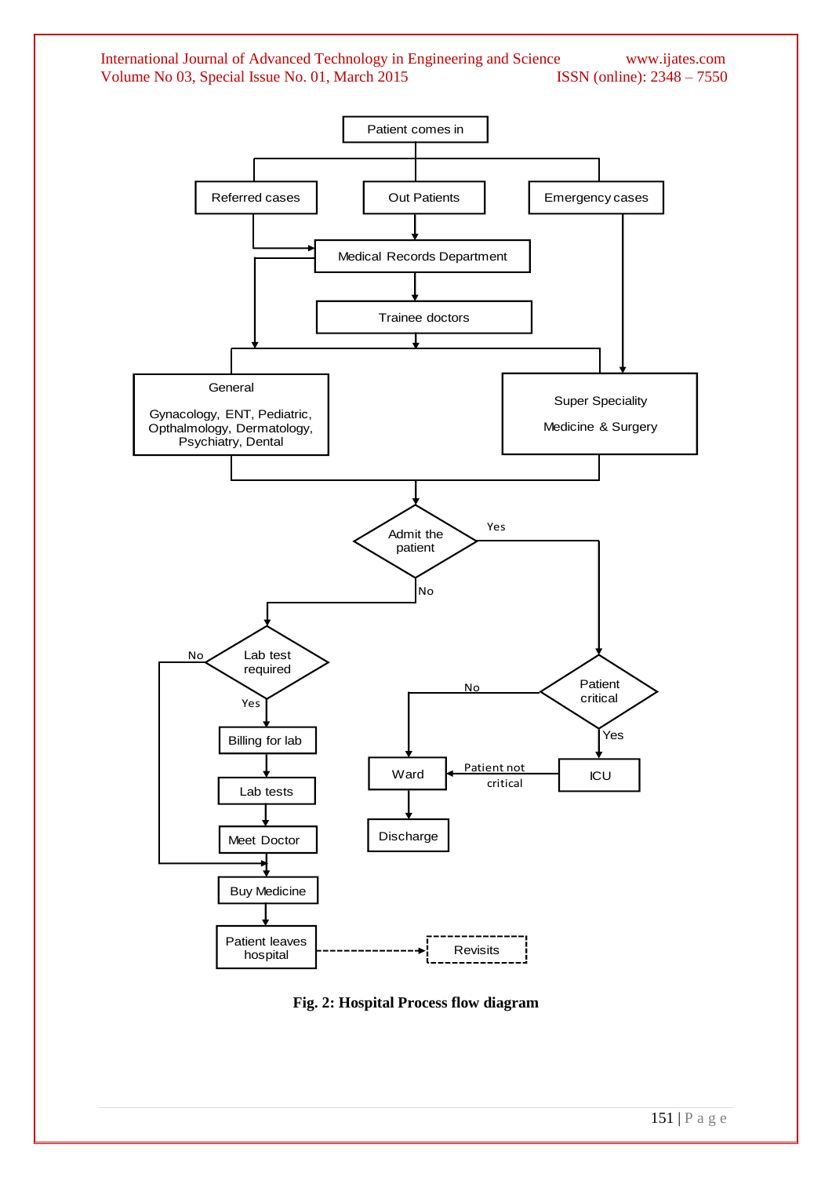**Fig. 2: Hospital Process flow diagram**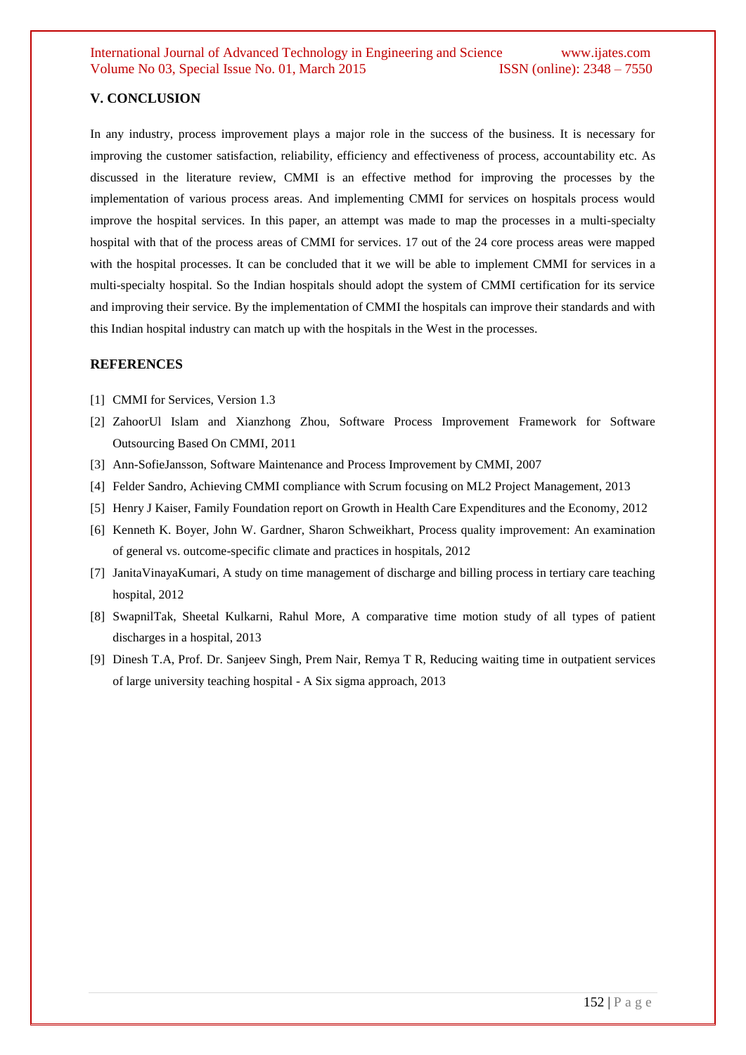## V. CONCLUSION

In any industry, process improvement plays a major role in the success of the business. It is necessary for improving the customer satisfaction, reliability, efficiency and effectiveness of process, accountability etc. As discussed in the literature review, CMMI is an effective method for improving the processes by the implementation of various process areas. And implementing CMMI for services on hospitals process would improve the hospital services. In this paper, an attempt was made to map the processes in a multi-specialty hospital with that of the process areas of CMMI for services. 17 out of the 24 core process areas were mapped with the hospital processes. It can be concluded that it we will be able to implement CMMI for services in a multi-specialty hospital. So the Indian hospitals should adopt the system of CMMI certification for its service and improving their service. By the implementation of CMMI the hospitals can improve their standards and with this Indian hospital industry can match up with the hospitals in the West in the processes.

## REFERENCES

[1] CMMI for Services, Version 1.3

[2] ZahoorUl Islam and Xianzhong Zhou, Software Process Improvement Framework for Software Outsourcing Based On CMMI, 2011

[3] Ann-SofieJansson, Software Maintenance and Process Improvement by CMMI, 2007

[4] Felder Sandro, Achieving CMMI compliance with Scrum focusing on ML2 Project Management, 2013

[5] Henry J Kaiser, Family Foundation report on Growth in Health Care Expenditures and the Economy, 2012

[6] Kenneth K. Boyer, John W. Gardner, Sharon Schweikhart, Process quality improvement: An examination of general vs. outcome-specific climate and practices in hospitals, 2012

[7] JanitaVinayaKumari, A study on time management of discharge and billing process in tertiary care teaching hospital, 2012

[8] SwapnilTak, Sheetal Kulkarni, Rahul More, A comparative time motion study of all types of patient discharges in a hospital, 2013

[9] Dinesh T.A, Prof. Dr. Sanjeev Singh, Prem Nair, Remya T R, Reducing waiting time in outpatient services of large university teaching hospital - A Six sigma approach, 2013